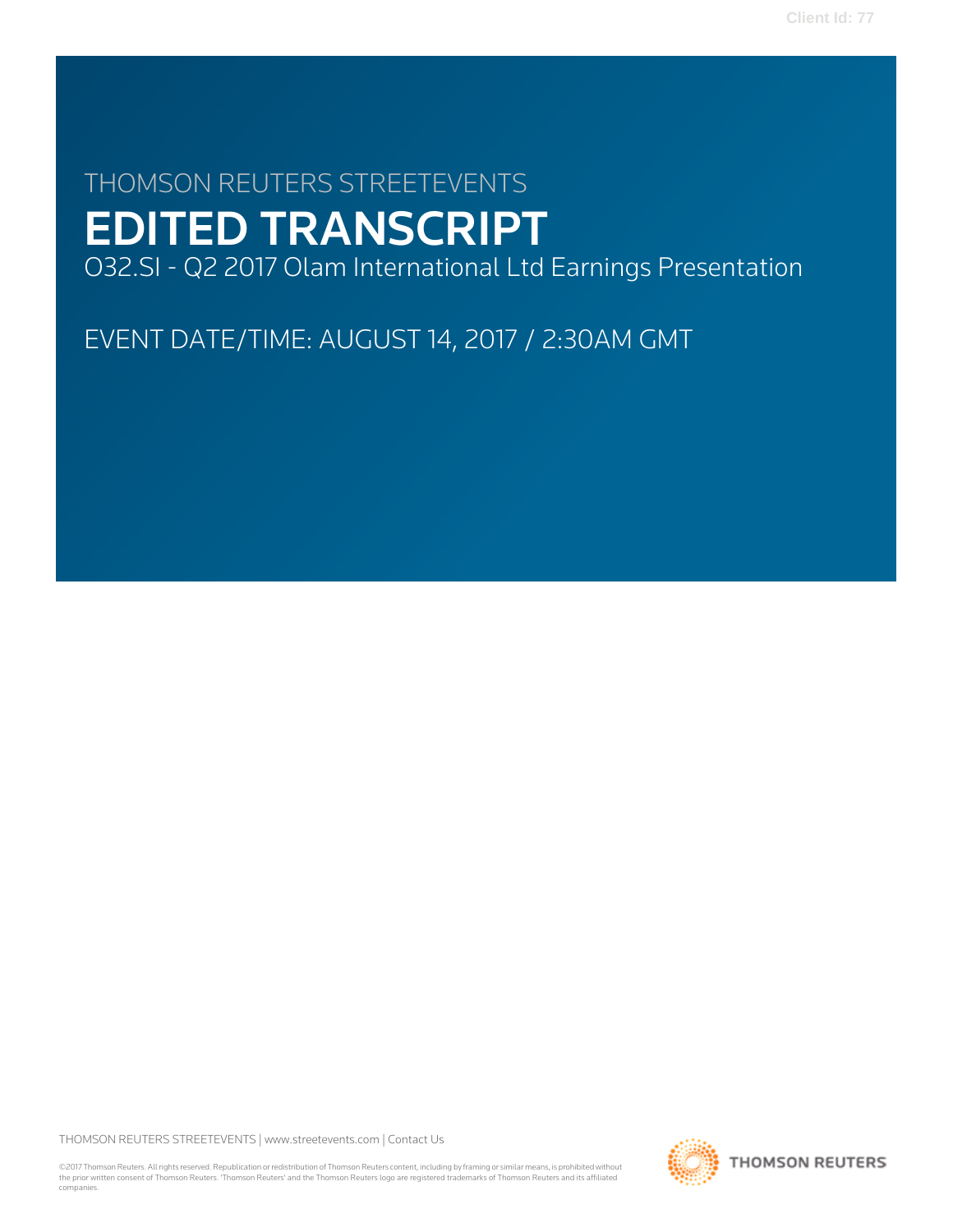THOMSON REUTERS STREETEVENTS

# EDITED TRANSCRIPT

O32.SI - Q2 2017 Olam International Ltd Earnings Presentation

EVENT DATE/TIME: AUGUST 14, 2017 / 2:30AM GMT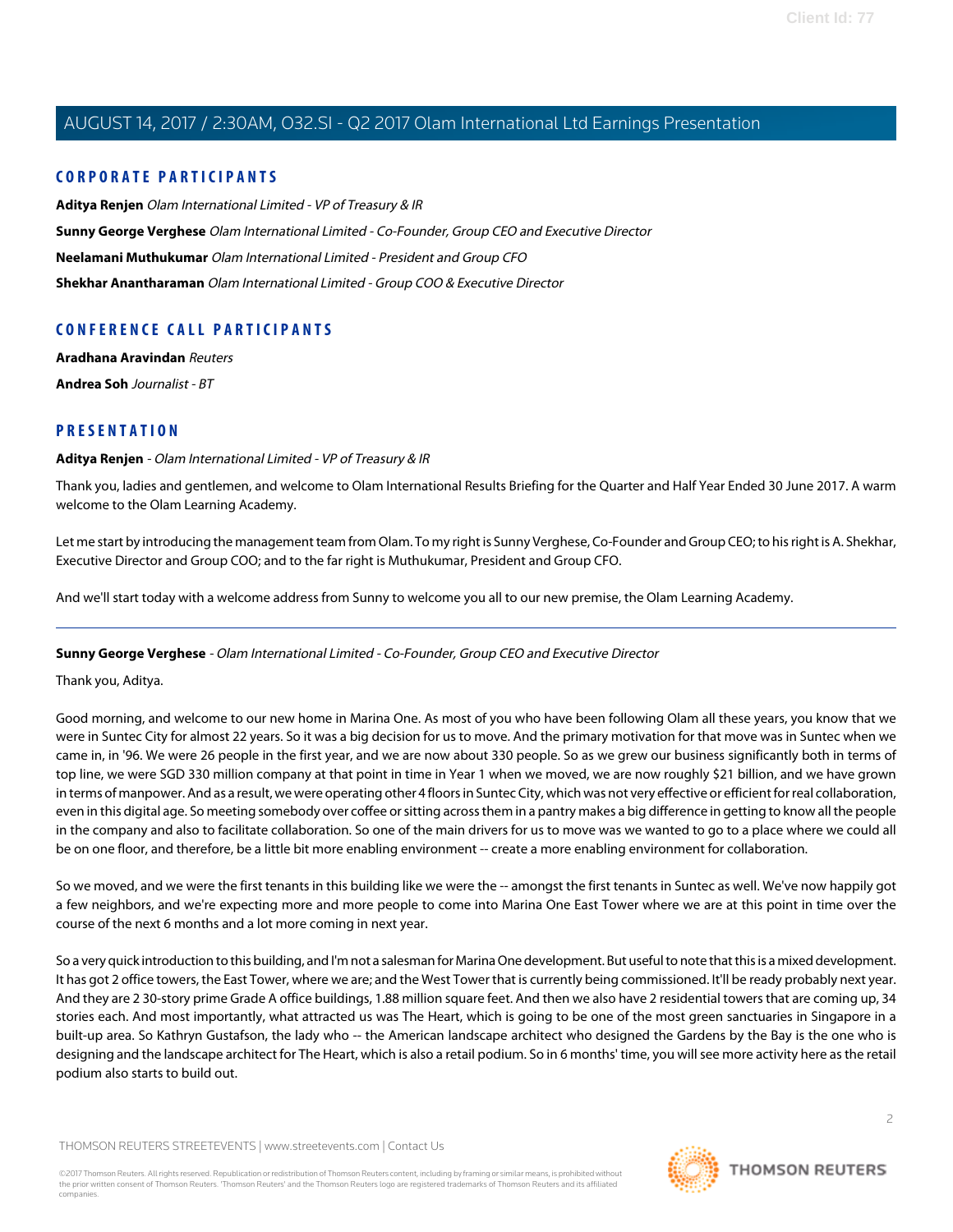## CORPORATE PARTICIPANTS

**Aditya Renjen** *Olam International Limited - VP of Treasury & IR*

**Sunny George Verghese** *Olam International Limited - Co-Founder, Group CEO and Executive Director*

**Neelamani Muthukumar** *Olam International Limited - President and Group CFO*

**Shekhar Anantharaman** *Olam International Limited - Group COO & Executive Director*

## CONFERENCE CALL PARTICIPANTS

**Aradhana Aravindan** *Reuters*

**Andrea Soh** *Journalist - BT*

## PRESENTATION

**Aditya Renjen** - *Olam International Limited - VP of Treasury & IR*

Thank you, ladies and gentlemen, and welcome to Olam International Results Briefing for the Quarter and Half Year Ended 30 June 2017. A warm welcome to the Olam Learning Academy.

Let me start by introducing the management team from Olam. To my right is Sunny Verghese, Co-Founder and Group CEO; to his right is A. Shekhar, Executive Director and Group COO; and to the far right is Muthukumar, President and Group CFO.

And we'll start today with a welcome address from Sunny to welcome you all to our new premise, the Olam Learning Academy.

---

**Sunny George Verghese** - *Olam International Limited - Co-Founder, Group CEO and Executive Director*

Thank you, Aditya.

Good morning, and welcome to our new home in Marina One. As most of you who have been following Olam all these years, you know that we were in Suntec City for almost 22 years. So it was a big decision for us to move. And the primary motivation for that move was in Suntec when we came in, in '96. We were 26 people in the first year, and we are now about 330 people. So as we grew our business significantly both in terms of top line, we were SGD 330 million company at that point in time in Year 1 when we moved, we are now roughly $21 billion, and we have grown in terms of manpower. And as a result, we were operating other 4 floors in Suntec City, which was not very effective or efficient for real collaboration, even in this digital age. So meeting somebody over coffee or sitting across them in a pantry makes a big difference in getting to know all the people in the company and also to facilitate collaboration. So one of the main drivers for us to move was we wanted to go to a place where we could all be on one floor, and therefore, be a little bit more enabling environment -- create a more enabling environment for collaboration.

So we moved, and we were the first tenants in this building like we were the -- amongst the first tenants in Suntec as well. We've now happily got a few neighbors, and we're expecting more and more people to come into Marina One East Tower where we are at this point in time over the course of the next 6 months and a lot more coming in next year.

So a very quick introduction to this building, and I'm not a salesman for Marina One development. But useful to note that this is a mixed development. It has got 2 office towers, the East Tower, where we are; and the West Tower that is currently being commissioned. It'll be ready probably next year. And they are 2 30-story prime Grade A office buildings, 1.88 million square feet. And then we also have 2 residential towers that are coming up, 34 stories each. And most importantly, what attracted us was The Heart, which is going to be one of the most green sanctuaries in Singapore in a built-up area. So Kathryn Gustafson, the lady who -- the American landscape architect who designed the Gardens by the Bay is the one who is designing and the landscape architect for The Heart, which is also a retail podium. So in 6 months' time, you will see more activity here as the retail podium also starts to build out.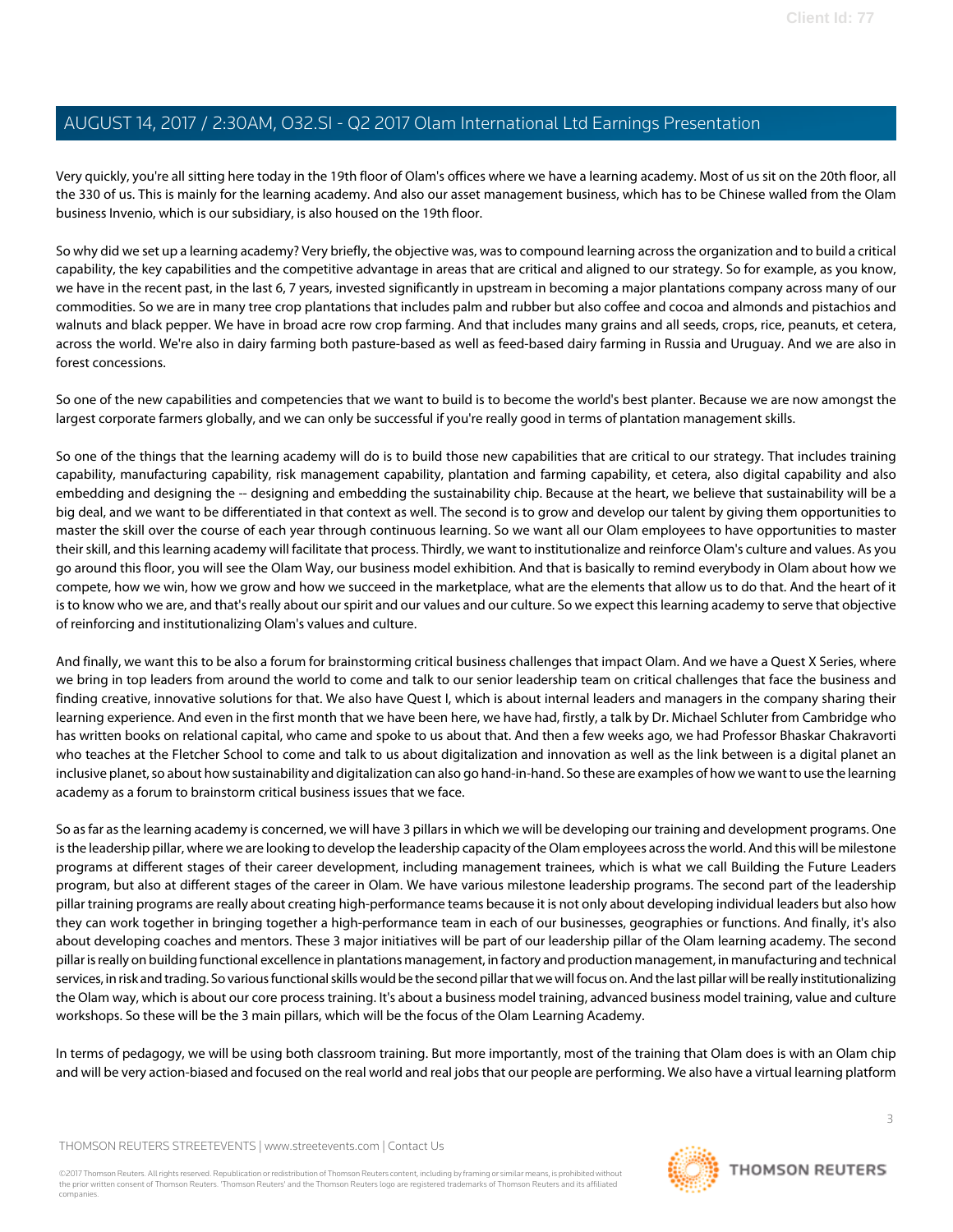Very quickly, you're all sitting here today in the 19th floor of Olam's offices where we have a learning academy. Most of us sit on the 20th floor, all the 330 of us. This is mainly for the learning academy. And also our asset management business, which has to be Chinese walled from the Olam business Invenio, which is our subsidiary, is also housed on the 19th floor.

So why did we set up a learning academy? Very briefly, the objective was, was to compound learning across the organization and to build a critical capability, the key capabilities and the competitive advantage in areas that are critical and aligned to our strategy. So for example, as you know, we have in the recent past, in the last 6, 7 years, invested significantly in upstream in becoming a major plantations company across many of our commodities. So we are in many tree crop plantations that includes palm and rubber but also coffee and cocoa and almonds and pistachios and walnuts and black pepper. We have in broad acre row crop farming. And that includes many grains and all seeds, crops, rice, peanuts, et cetera, across the world. We're also in dairy farming both pasture-based as well as feed-based dairy farming in Russia and Uruguay. And we are also in forest concessions.

So one of the new capabilities and competencies that we want to build is to become the world's best planter. Because we are now amongst the largest corporate farmers globally, and we can only be successful if you're really good in terms of plantation management skills.

So one of the things that the learning academy will do is to build those new capabilities that are critical to our strategy. That includes training capability, manufacturing capability, risk management capability, plantation and farming capability, et cetera, also digital capability and also embedding and designing the -- designing and embedding the sustainability chip. Because at the heart, we believe that sustainability will be a big deal, and we want to be differentiated in that context as well. The second is to grow and develop our talent by giving them opportunities to master the skill over the course of each year through continuous learning. So we want all our Olam employees to have opportunities to master their skill, and this learning academy will facilitate that process. Thirdly, we want to institutionalize and reinforce Olam's culture and values. As you go around this floor, you will see the Olam Way, our business model exhibition. And that is basically to remind everybody in Olam about how we compete, how we win, how we grow and how we succeed in the marketplace, what are the elements that allow us to do that. And the heart of it is to know who we are, and that's really about our spirit and our values and our culture. So we expect this learning academy to serve that objective of reinforcing and institutionalizing Olam's values and culture.

And finally, we want this to be also a forum for brainstorming critical business challenges that impact Olam. And we have a Quest X Series, where we bring in top leaders from around the world to come and talk to our senior leadership team on critical challenges that face the business and finding creative, innovative solutions for that. We also have Quest I, which is about internal leaders and managers in the company sharing their learning experience. And even in the first month that we have been here, we have had, firstly, a talk by Dr. Michael Schluter from Cambridge who has written books on relational capital, who came and spoke to us about that. And then a few weeks ago, we had Professor Bhaskar Chakravorti who teaches at the Fletcher School to come and talk to us about digitalization and innovation as well as the link between is a digital planet an inclusive planet, so about how sustainability and digitalization can also go hand-in-hand. So these are examples of how we want to use the learning academy as a forum to brainstorm critical business issues that we face.

So as far as the learning academy is concerned, we will have 3 pillars in which we will be developing our training and development programs. One is the leadership pillar, where we are looking to develop the leadership capacity of the Olam employees across the world. And this will be milestone programs at different stages of their career development, including management trainees, which is what we call Building the Future Leaders program, but also at different stages of the career in Olam. We have various milestone leadership programs. The second part of the leadership pillar training programs are really about creating high-performance teams because it is not only about developing individual leaders but also how they can work together in bringing together a high-performance team in each of our businesses, geographies or functions. And finally, it's also about developing coaches and mentors. These 3 major initiatives will be part of our leadership pillar of the Olam learning academy. The second pillar is really on building functional excellence in plantations management, in factory and production management, in manufacturing and technical services, in risk and trading. So various functional skills would be the second pillar that we will focus on. And the last pillar will be really institutionalizing the Olam way, which is about our core process training. It's about a business model training, advanced business model training, value and culture workshops. So these will be the 3 main pillars, which will be the focus of the Olam Learning Academy.

In terms of pedagogy, we will be using both classroom training. But more importantly, most of the training that Olam does is with an Olam chip and will be very action-biased and focused on the real world and real jobs that our people are performing. We also have a virtual learning platform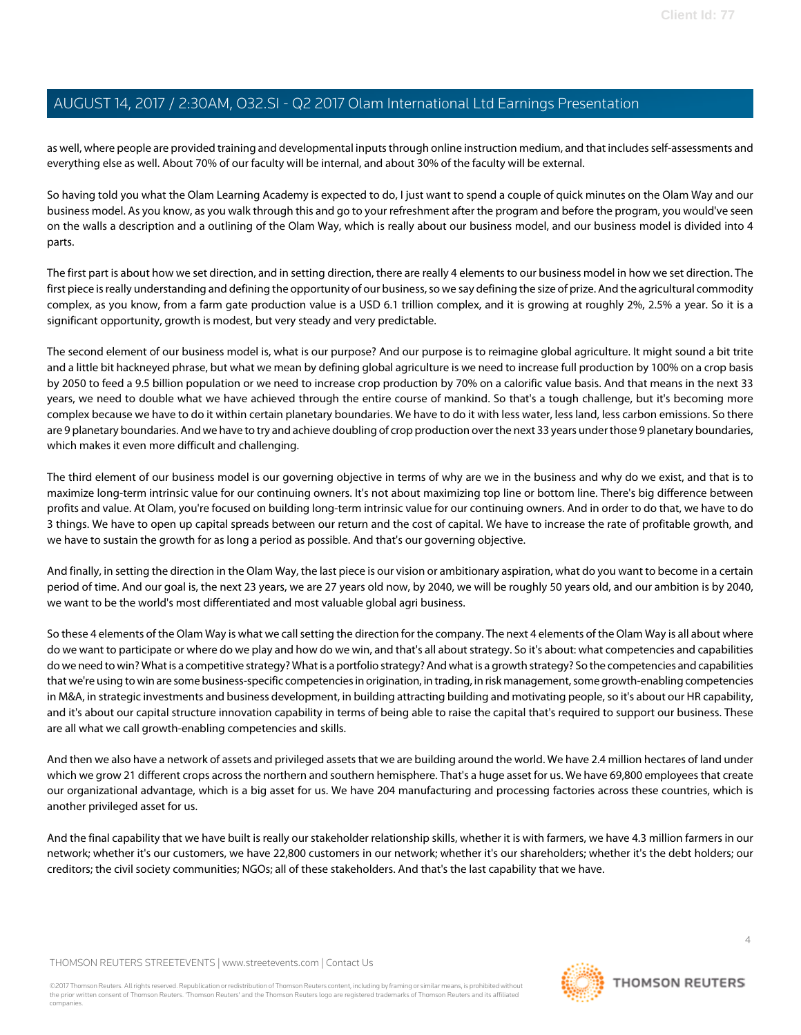as well, where people are provided training and developmental inputs through online instruction medium, and that includes self-assessments and everything else as well. About 70% of our faculty will be internal, and about 30% of the faculty will be external.

So having told you what the Olam Learning Academy is expected to do, I just want to spend a couple of quick minutes on the Olam Way and our business model. As you know, as you walk through this and go to your refreshment after the program and before the program, you would've seen on the walls a description and a outlining of the Olam Way, which is really about our business model, and our business model is divided into 4 parts.

The first part is about how we set direction, and in setting direction, there are really 4 elements to our business model in how we set direction. The first piece is really understanding and defining the opportunity of our business, so we say defining the size of prize. And the agricultural commodity complex, as you know, from a farm gate production value is a USD 6.1 trillion complex, and it is growing at roughly 2%, 2.5% a year. So it is a significant opportunity, growth is modest, but very steady and very predictable.

The second element of our business model is, what is our purpose? And our purpose is to reimagine global agriculture. It might sound a bit trite and a little bit hackneyed phrase, but what we mean by defining global agriculture is we need to increase full production by 100% on a crop basis by 2050 to feed a 9.5 billion population or we need to increase crop production by 70% on a calorific value basis. And that means in the next 33 years, we need to double what we have achieved through the entire course of mankind. So that's a tough challenge, but it's becoming more complex because we have to do it within certain planetary boundaries. We have to do it with less water, less land, less carbon emissions. So there are 9 planetary boundaries. And we have to try and achieve doubling of crop production over the next 33 years under those 9 planetary boundaries, which makes it even more difficult and challenging.

The third element of our business model is our governing objective in terms of why are we in the business and why do we exist, and that is to maximize long-term intrinsic value for our continuing owners. It's not about maximizing top line or bottom line. There's big difference between profits and value. At Olam, you're focused on building long-term intrinsic value for our continuing owners. And in order to do that, we have to do 3 things. We have to open up capital spreads between our return and the cost of capital. We have to increase the rate of profitable growth, and we have to sustain the growth for as long a period as possible. And that's our governing objective.

And finally, in setting the direction in the Olam Way, the last piece is our vision or ambitionary aspiration, what do you want to become in a certain period of time. And our goal is, the next 23 years, we are 27 years old now, by 2040, we will be roughly 50 years old, and our ambition is by 2040, we want to be the world's most differentiated and most valuable global agri business.

So these 4 elements of the Olam Way is what we call setting the direction for the company. The next 4 elements of the Olam Way is all about where do we want to participate or where do we play and how do we win, and that's all about strategy. So it's about: what competencies and capabilities do we need to win? What is a competitive strategy? What is a portfolio strategy? And what is a growth strategy? So the competencies and capabilities that we're using to win are some business-specific competencies in origination, in trading, in risk management, some growth-enabling competencies in M&A, in strategic investments and business development, in building attracting building and motivating people, so it's about our HR capability, and it's about our capital structure innovation capability in terms of being able to raise the capital that's required to support our business. These are all what we call growth-enabling competencies and skills.

And then we also have a network of assets and privileged assets that we are building around the world. We have 2.4 million hectares of land under which we grow 21 different crops across the northern and southern hemisphere. That's a huge asset for us. We have 69,800 employees that create our organizational advantage, which is a big asset for us. We have 204 manufacturing and processing factories across these countries, which is another privileged asset for us.

And the final capability that we have built is really our stakeholder relationship skills, whether it is with farmers, we have 4.3 million farmers in our network; whether it's our customers, we have 22,800 customers in our network; whether it's our shareholders; whether it's the debt holders; our creditors; the civil society communities; NGOs; all of these stakeholders. And that's the last capability that we have.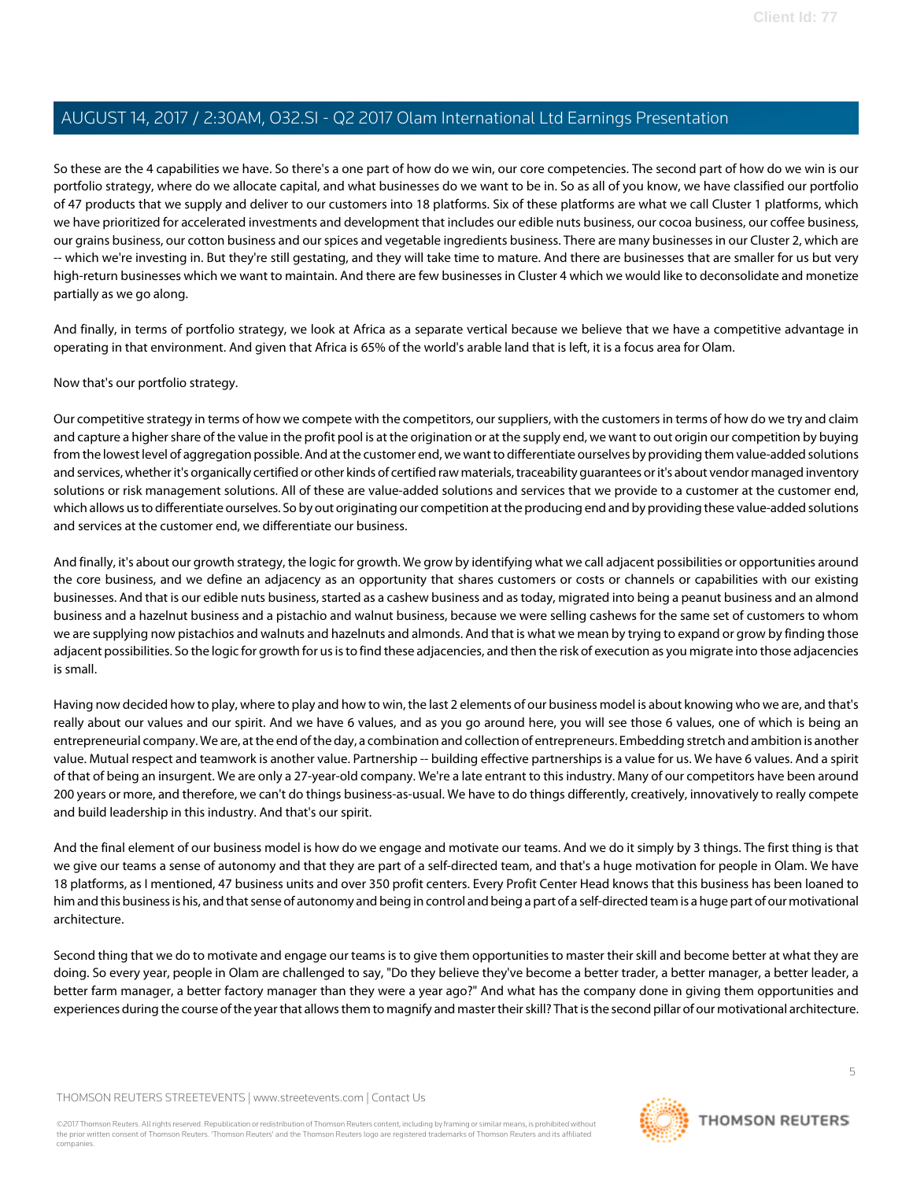So these are the 4 capabilities we have. So there's a one part of how do we win, our core competencies. The second part of how do we win is our portfolio strategy, where do we allocate capital, and what businesses do we want to be in. So as all of you know, we have classified our portfolio of 47 products that we supply and deliver to our customers into 18 platforms. Six of these platforms are what we call Cluster 1 platforms, which we have prioritized for accelerated investments and development that includes our edible nuts business, our cocoa business, our coffee business, our grains business, our cotton business and our spices and vegetable ingredients business. There are many businesses in our Cluster 2, which are -- which we're investing in. But they're still gestating, and they will take time to mature. And there are businesses that are smaller for us but very high-return businesses which we want to maintain. And there are few businesses in Cluster 4 which we would like to deconsolidate and monetize partially as we go along.

And finally, in terms of portfolio strategy, we look at Africa as a separate vertical because we believe that we have a competitive advantage in operating in that environment. And given that Africa is 65% of the world's arable land that is left, it is a focus area for Olam.

Now that's our portfolio strategy.

Our competitive strategy in terms of how we compete with the competitors, our suppliers, with the customers in terms of how do we try and claim and capture a higher share of the value in the profit pool is at the origination or at the supply end, we want to out origin our competition by buying from the lowest level of aggregation possible. And at the customer end, we want to differentiate ourselves by providing them value-added solutions and services, whether it's organically certified or other kinds of certified raw materials, traceability guarantees or it's about vendor managed inventory solutions or risk management solutions. All of these are value-added solutions and services that we provide to a customer at the customer end, which allows us to differentiate ourselves. So by out originating our competition at the producing end and by providing these value-added solutions and services at the customer end, we differentiate our business.

And finally, it's about our growth strategy, the logic for growth. We grow by identifying what we call adjacent possibilities or opportunities around the core business, and we define an adjacency as an opportunity that shares customers or costs or channels or capabilities with our existing businesses. And that is our edible nuts business, started as a cashew business and as today, migrated into being a peanut business and an almond business and a hazelnut business and a pistachio and walnut business, because we were selling cashews for the same set of customers to whom we are supplying now pistachios and walnuts and hazelnuts and almonds. And that is what we mean by trying to expand or grow by finding those adjacent possibilities. So the logic for growth for us is to find these adjacencies, and then the risk of execution as you migrate into those adjacencies is small.

Having now decided how to play, where to play and how to win, the last 2 elements of our business model is about knowing who we are, and that's really about our values and our spirit. And we have 6 values, and as you go around here, you will see those 6 values, one of which is being an entrepreneurial company. We are, at the end of the day, a combination and collection of entrepreneurs. Embedding stretch and ambition is another value. Mutual respect and teamwork is another value. Partnership -- building effective partnerships is a value for us. We have 6 values. And a spirit of that of being an insurgent. We are only a 27-year-old company. We're a late entrant to this industry. Many of our competitors have been around 200 years or more, and therefore, we can't do things business-as-usual. We have to do things differently, creatively, innovatively to really compete and build leadership in this industry. And that's our spirit.

And the final element of our business model is how do we engage and motivate our teams. And we do it simply by 3 things. The first thing is that we give our teams a sense of autonomy and that they are part of a self-directed team, and that's a huge motivation for people in Olam. We have 18 platforms, as I mentioned, 47 business units and over 350 profit centers. Every Profit Center Head knows that this business has been loaned to him and this business is his, and that sense of autonomy and being in control and being a part of a self-directed team is a huge part of our motivational architecture.

Second thing that we do to motivate and engage our teams is to give them opportunities to master their skill and become better at what they are doing. So every year, people in Olam are challenged to say, "Do they believe they've become a better trader, a better manager, a better leader, a better farm manager, a better factory manager than they were a year ago?" And what has the company done in giving them opportunities and experiences during the course of the year that allows them to magnify and master their skill? That is the second pillar of our motivational architecture.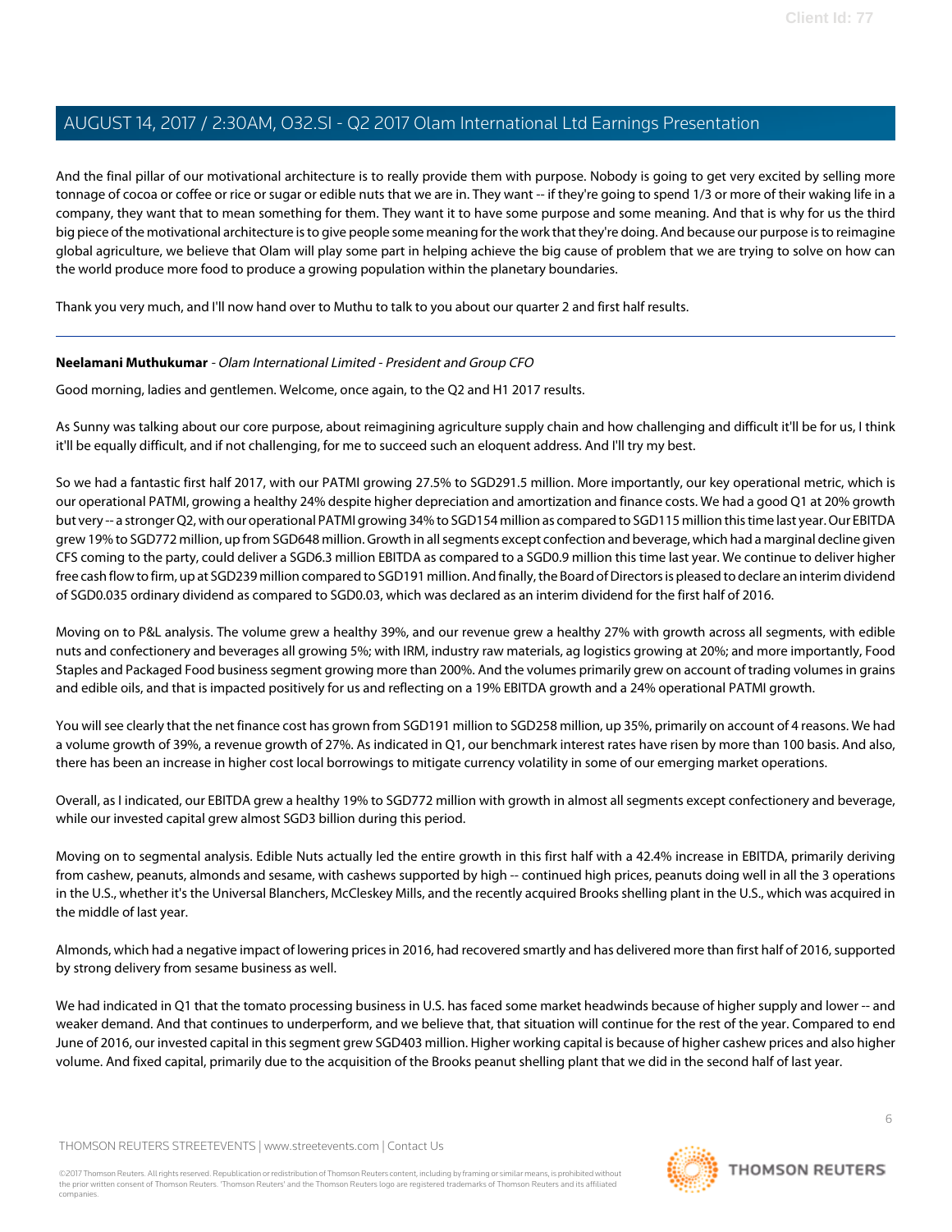And the final pillar of our motivational architecture is to really provide them with purpose. Nobody is going to get very excited by selling more tonnage of cocoa or coffee or rice or sugar or edible nuts that we are in. They want -- if they're going to spend 1/3 or more of their waking life in a company, they want that to mean something for them. They want it to have some purpose and some meaning. And that is why for us the third big piece of the motivational architecture is to give people some meaning for the work that they're doing. And because our purpose is to reimagine global agriculture, we believe that Olam will play some part in helping achieve the big cause of problem that we are trying to solve on how can the world produce more food to produce a growing population within the planetary boundaries.

Thank you very much, and I'll now hand over to Muthu to talk to you about our quarter 2 and first half results.

---

**Neelamani Muthukumar** - *Olam International Limited - President and Group CFO*

Good morning, ladies and gentlemen. Welcome, once again, to the Q2 and H1 2017 results.

As Sunny was talking about our core purpose, about reimagining agriculture supply chain and how challenging and difficult it'll be for us, I think it'll be equally difficult, and if not challenging, for me to succeed such an eloquent address. And I'll try my best.

So we had a fantastic first half 2017, with our PATMI growing 27.5% to SGD291.5 million. More importantly, our key operational metric, which is our operational PATMI, growing a healthy 24% despite higher depreciation and amortization and finance costs. We had a good Q1 at 20% growth but very -- a stronger Q2, with our operational PATMI growing 34% to SGD154 million as compared to SGD115 million this time last year. Our EBITDA grew 19% to SGD772 million, up from SGD648 million. Growth in all segments except confection and beverage, which had a marginal decline given CFS coming to the party, could deliver a SGD6.3 million EBITDA as compared to a SGD0.9 million this time last year. We continue to deliver higher free cash flow to firm, up at SGD239 million compared to SGD191 million. And finally, the Board of Directors is pleased to declare an interim dividend of SGD0.035 ordinary dividend as compared to SGD0.03, which was declared as an interim dividend for the first half of 2016.

Moving on to P&L analysis. The volume grew a healthy 39%, and our revenue grew a healthy 27% with growth across all segments, with edible nuts and confectionery and beverages all growing 5%; with IRM, industry raw materials, ag logistics growing at 20%; and more importantly, Food Staples and Packaged Food business segment growing more than 200%. And the volumes primarily grew on account of trading volumes in grains and edible oils, and that is impacted positively for us and reflecting on a 19% EBITDA growth and a 24% operational PATMI growth.

You will see clearly that the net finance cost has grown from SGD191 million to SGD258 million, up 35%, primarily on account of 4 reasons. We had a volume growth of 39%, a revenue growth of 27%. As indicated in Q1, our benchmark interest rates have risen by more than 100 basis. And also, there has been an increase in higher cost local borrowings to mitigate currency volatility in some of our emerging market operations.

Overall, as I indicated, our EBITDA grew a healthy 19% to SGD772 million with growth in almost all segments except confectionery and beverage, while our invested capital grew almost SGD3 billion during this period.

Moving on to segmental analysis. Edible Nuts actually led the entire growth in this first half with a 42.4% increase in EBITDA, primarily deriving from cashew, peanuts, almonds and sesame, with cashews supported by high -- continued high prices, peanuts doing well in all the 3 operations in the U.S., whether it's the Universal Blanchers, McCleskey Mills, and the recently acquired Brooks shelling plant in the U.S., which was acquired in the middle of last year.

Almonds, which had a negative impact of lowering prices in 2016, had recovered smartly and has delivered more than first half of 2016, supported by strong delivery from sesame business as well.

We had indicated in Q1 that the tomato processing business in U.S. has faced some market headwinds because of higher supply and lower -- and weaker demand. And that continues to underperform, and we believe that, that situation will continue for the rest of the year. Compared to end June of 2016, our invested capital in this segment grew SGD403 million. Higher working capital is because of higher cashew prices and also higher volume. And fixed capital, primarily due to the acquisition of the Brooks peanut shelling plant that we did in the second half of last year.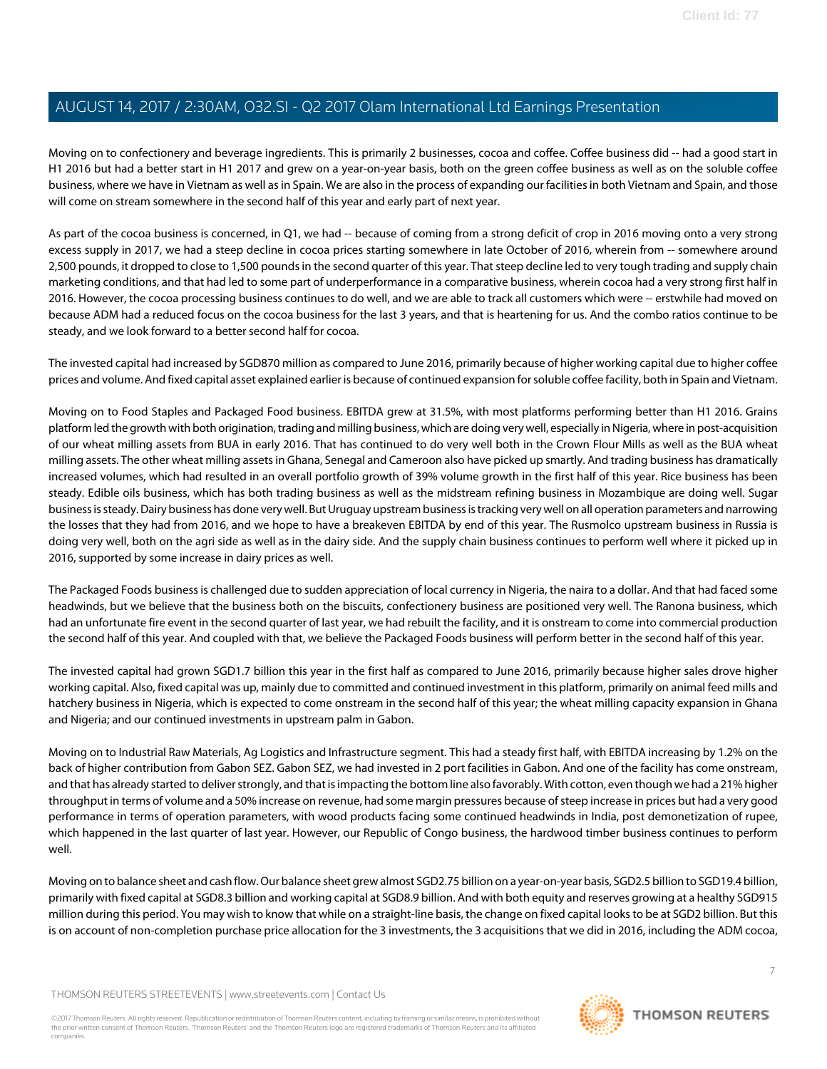Moving on to confectionery and beverage ingredients. This is primarily 2 businesses, cocoa and coffee. Coffee business did -- had a good start in H1 2016 but had a better start in H1 2017 and grew on a year-on-year basis, both on the green coffee business as well as on the soluble coffee business, where we have in Vietnam as well as in Spain. We are also in the process of expanding our facilities in both Vietnam and Spain, and those will come on stream somewhere in the second half of this year and early part of next year.

As part of the cocoa business is concerned, in Q1, we had -- because of coming from a strong deficit of crop in 2016 moving onto a very strong excess supply in 2017, we had a steep decline in cocoa prices starting somewhere in late October of 2016, wherein from -- somewhere around 2,500 pounds, it dropped to close to 1,500 pounds in the second quarter of this year. That steep decline led to very tough trading and supply chain marketing conditions, and that had led to some part of underperformance in a comparative business, wherein cocoa had a very strong first half in 2016. However, the cocoa processing business continues to do well, and we are able to track all customers which were -- erstwhile had moved on because ADM had a reduced focus on the cocoa business for the last 3 years, and that is heartening for us. And the combo ratios continue to be steady, and we look forward to a better second half for cocoa.

The invested capital had increased by SGD870 million as compared to June 2016, primarily because of higher working capital due to higher coffee prices and volume. And fixed capital asset explained earlier is because of continued expansion for soluble coffee facility, both in Spain and Vietnam.

Moving on to Food Staples and Packaged Food business. EBITDA grew at 31.5%, with most platforms performing better than H1 2016. Grains platform led the growth with both origination, trading and milling business, which are doing very well, especially in Nigeria, where in post-acquisition of our wheat milling assets from BUA in early 2016. That has continued to do very well both in the Crown Flour Mills as well as the BUA wheat milling assets. The other wheat milling assets in Ghana, Senegal and Cameroon also have picked up smartly. And trading business has dramatically increased volumes, which had resulted in an overall portfolio growth of 39% volume growth in the first half of this year. Rice business has been steady. Edible oils business, which has both trading business as well as the midstream refining business in Mozambique are doing well. Sugar business is steady. Dairy business has done very well. But Uruguay upstream business is tracking very well on all operation parameters and narrowing the losses that they had from 2016, and we hope to have a breakeven EBITDA by end of this year. The Rusmolco upstream business in Russia is doing very well, both on the agri side as well as in the dairy side. And the supply chain business continues to perform well where it picked up in 2016, supported by some increase in dairy prices as well.

The Packaged Foods business is challenged due to sudden appreciation of local currency in Nigeria, the naira to a dollar. And that had faced some headwinds, but we believe that the business both on the biscuits, confectionery business are positioned very well. The Ranona business, which had an unfortunate fire event in the second quarter of last year, we had rebuilt the facility, and it is onstream to come into commercial production the second half of this year. And coupled with that, we believe the Packaged Foods business will perform better in the second half of this year.

The invested capital had grown SGD1.7 billion this year in the first half as compared to June 2016, primarily because higher sales drove higher working capital. Also, fixed capital was up, mainly due to committed and continued investment in this platform, primarily on animal feed mills and hatchery business in Nigeria, which is expected to come onstream in the second half of this year; the wheat milling capacity expansion in Ghana and Nigeria; and our continued investments in upstream palm in Gabon.

Moving on to Industrial Raw Materials, Ag Logistics and Infrastructure segment. This had a steady first half, with EBITDA increasing by 1.2% on the back of higher contribution from Gabon SEZ. Gabon SEZ, we had invested in 2 port facilities in Gabon. And one of the facility has come onstream, and that has already started to deliver strongly, and that is impacting the bottom line also favorably. With cotton, even though we had a 21% higher throughput in terms of volume and a 50% increase on revenue, had some margin pressures because of steep increase in prices but had a very good performance in terms of operation parameters, with wood products facing some continued headwinds in India, post demonetization of rupee, which happened in the last quarter of last year. However, our Republic of Congo business, the hardwood timber business continues to perform well.

Moving on to balance sheet and cash flow. Our balance sheet grew almost SGD2.75 billion on a year-on-year basis, SGD2.5 billion to SGD19.4 billion, primarily with fixed capital at SGD8.3 billion and working capital at SGD8.9 billion. And with both equity and reserves growing at a healthy SGD915 million during this period. You may wish to know that while on a straight-line basis, the change on fixed capital looks to be at SGD2 billion. But this is on account of non-completion purchase price allocation for the 3 investments, the 3 acquisitions that we did in 2016, including the ADM cocoa,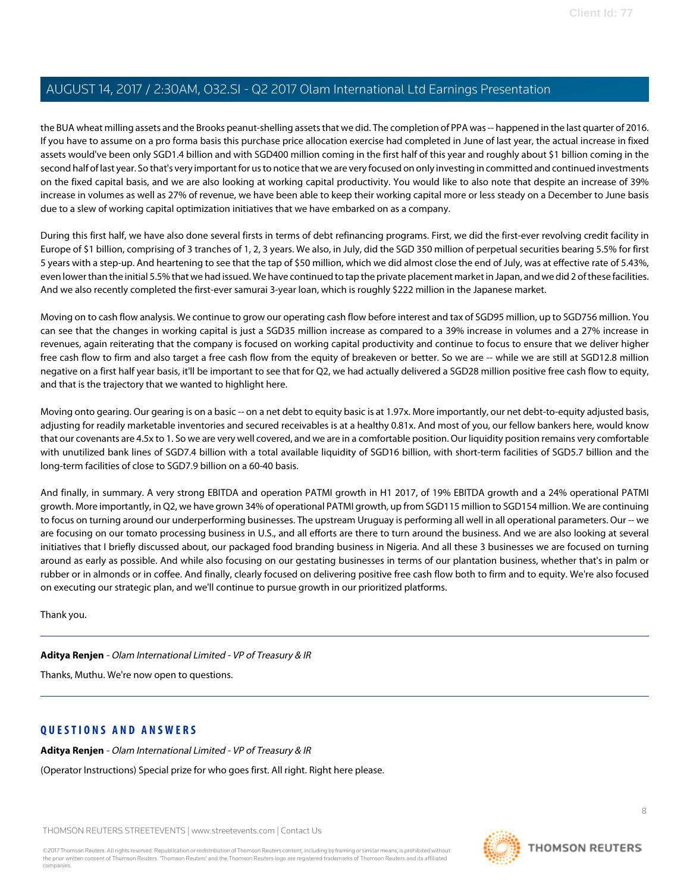the BUA wheat milling assets and the Brooks peanut-shelling assets that we did. The completion of PPA was -- happened in the last quarter of 2016. If you have to assume on a pro forma basis this purchase price allocation exercise had completed in June of last year, the actual increase in fixed assets would've been only SGD1.4 billion and with SGD400 million coming in the first half of this year and roughly about $1 billion coming in the second half of last year. So that's very important for us to notice that we are very focused on only investing in committed and continued investments on the fixed capital basis, and we are also looking at working capital productivity. You would like to also note that despite an increase of 39% increase in volumes as well as 27% of revenue, we have been able to keep their working capital more or less steady on a December to June basis due to a slew of working capital optimization initiatives that we have embarked on as a company.

During this first half, we have also done several firsts in terms of debt refinancing programs. First, we did the first-ever revolving credit facility in Europe of $1 billion, comprising of 3 tranches of 1, 2, 3 years. We also, in July, did the SGD 350 million of perpetual securities bearing 5.5% for first 5 years with a step-up. And heartening to see that the tap of $50 million, which we did almost close the end of July, was at effective rate of 5.43%, even lower than the initial 5.5% that we had issued. We have continued to tap the private placement market in Japan, and we did 2 of these facilities. And we also recently completed the first-ever samurai 3-year loan, which is roughly $222 million in the Japanese market.

Moving on to cash flow analysis. We continue to grow our operating cash flow before interest and tax of SGD95 million, up to SGD756 million. You can see that the changes in working capital is just a SGD35 million increase as compared to a 39% increase in volumes and a 27% increase in revenues, again reiterating that the company is focused on working capital productivity and continue to focus to ensure that we deliver higher free cash flow to firm and also target a free cash flow from the equity of breakeven or better. So we are -- while we are still at SGD12.8 million negative on a first half year basis, it'll be important to see that for Q2, we had actually delivered a SGD28 million positive free cash flow to equity, and that is the trajectory that we wanted to highlight here.

Moving onto gearing. Our gearing is on a basic -- on a net debt to equity basic is at 1.97x. More importantly, our net debt-to-equity adjusted basis, adjusting for readily marketable inventories and secured receivables is at a healthy 0.81x. And most of you, our fellow bankers here, would know that our covenants are 4.5x to 1. So we are very well covered, and we are in a comfortable position. Our liquidity position remains very comfortable with unutilized bank lines of SGD7.4 billion with a total available liquidity of SGD16 billion, with short-term facilities of SGD5.7 billion and the long-term facilities of close to SGD7.9 billion on a 60-40 basis.

And finally, in summary. A very strong EBITDA and operation PATMI growth in H1 2017, of 19% EBITDA growth and a 24% operational PATMI growth. More importantly, in Q2, we have grown 34% of operational PATMI growth, up from SGD115 million to SGD154 million. We are continuing to focus on turning around our underperforming businesses. The upstream Uruguay is performing all well in all operational parameters. Our -- we are focusing on our tomato processing business in U.S., and all efforts are there to turn around the business. And we are also looking at several initiatives that I briefly discussed about, our packaged food branding business in Nigeria. And all these 3 businesses we are focused on turning around as early as possible. And while also focusing on our gestating businesses in terms of our plantation business, whether that's in palm or rubber or in almonds or in coffee. And finally, clearly focused on delivering positive free cash flow both to firm and to equity. We're also focused on executing our strategic plan, and we'll continue to pursue growth in our prioritized platforms.

Thank you.

---

**Aditya Renjen** - *Olam International Limited - VP of Treasury & IR*

Thanks, Muthu. We're now open to questions.

---

## QUESTIONS AND ANSWERS

**Aditya Renjen** - *Olam International Limited - VP of Treasury & IR*

(Operator Instructions) Special prize for who goes first. All right. Right here please.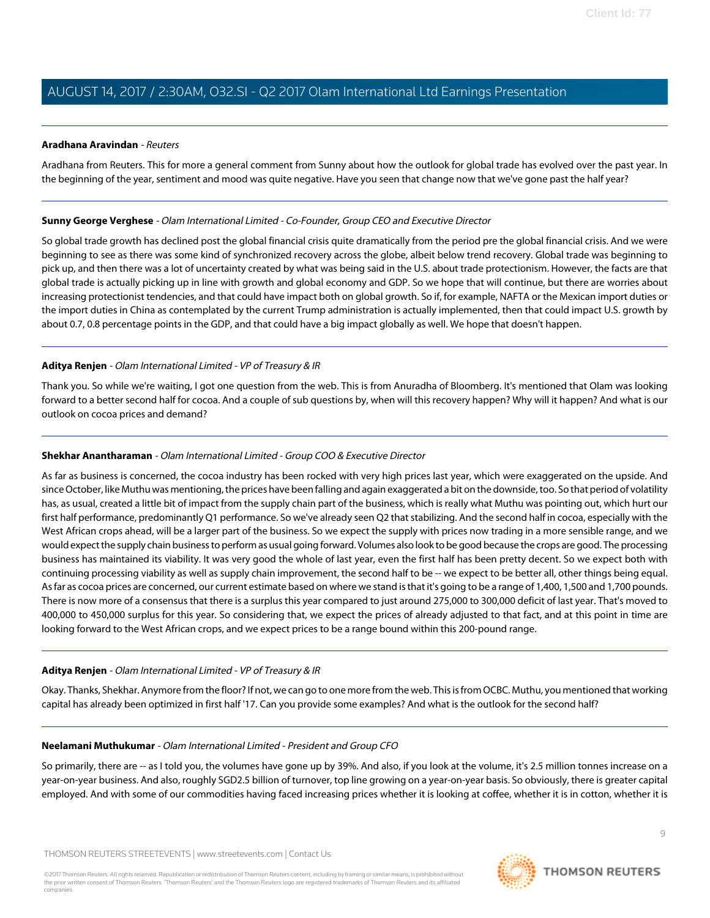**Aradhana Aravindan** - *Reuters*

Aradhana from Reuters. This for more a general comment from Sunny about how the outlook for global trade has evolved over the past year. In the beginning of the year, sentiment and mood was quite negative. Have you seen that change now that we've gone past the half year?

---

**Sunny George Verghese** - *Olam International Limited - Co-Founder, Group CEO and Executive Director*

So global trade growth has declined post the global financial crisis quite dramatically from the period pre the global financial crisis. And we were beginning to see as there was some kind of synchronized recovery across the globe, albeit below trend recovery. Global trade was beginning to pick up, and then there was a lot of uncertainty created by what was being said in the U.S. about trade protectionism. However, the facts are that global trade is actually picking up in line with growth and global economy and GDP. So we hope that will continue, but there are worries about increasing protectionist tendencies, and that could have impact both on global growth. So if, for example, NAFTA or the Mexican import duties or the import duties in China as contemplated by the current Trump administration is actually implemented, then that could impact U.S. growth by about 0.7, 0.8 percentage points in the GDP, and that could have a big impact globally as well. We hope that doesn't happen.

---

**Aditya Renjen** - *Olam International Limited - VP of Treasury & IR*

Thank you. So while we're waiting, I got one question from the web. This is from Anuradha of Bloomberg. It's mentioned that Olam was looking forward to a better second half for cocoa. And a couple of sub questions by, when will this recovery happen? Why will it happen? And what is our outlook on cocoa prices and demand?

---

**Shekhar Anantharaman** - *Olam International Limited - Group COO & Executive Director*

As far as business is concerned, the cocoa industry has been rocked with very high prices last year, which were exaggerated on the upside. And since October, like Muthu was mentioning, the prices have been falling and again exaggerated a bit on the downside, too. So that period of volatility has, as usual, created a little bit of impact from the supply chain part of the business, which is really what Muthu was pointing out, which hurt our first half performance, predominantly Q1 performance. So we've already seen Q2 that stabilizing. And the second half in cocoa, especially with the West African crops ahead, will be a larger part of the business. So we expect the supply with prices now trading in a more sensible range, and we would expect the supply chain business to perform as usual going forward. Volumes also look to be good because the crops are good. The processing business has maintained its viability. It was very good the whole of last year, even the first half has been pretty decent. So we expect both with continuing processing viability as well as supply chain improvement, the second half to be -- we expect to be better all, other things being equal. As far as cocoa prices are concerned, our current estimate based on where we stand is that it's going to be a range of 1,400, 1,500 and 1,700 pounds. There is now more of a consensus that there is a surplus this year compared to just around 275,000 to 300,000 deficit of last year. That's moved to 400,000 to 450,000 surplus for this year. So considering that, we expect the prices of already adjusted to that fact, and at this point in time are looking forward to the West African crops, and we expect prices to be a range bound within this 200-pound range.

---

**Aditya Renjen** - *Olam International Limited - VP of Treasury & IR*

Okay. Thanks, Shekhar. Anymore from the floor? If not, we can go to one more from the web. This is from OCBC. Muthu, you mentioned that working capital has already been optimized in first half '17. Can you provide some examples? And what is the outlook for the second half?

---

**Neelamani Muthukumar** - *Olam International Limited - President and Group CFO*

So primarily, there are -- as I told you, the volumes have gone up by 39%. And also, if you look at the volume, it's 2.5 million tonnes increase on a year-on-year business. And also, roughly SGD2.5 billion of turnover, top line growing on a year-on-year basis. So obviously, there is greater capital employed. And with some of our commodities having faced increasing prices whether it is looking at coffee, whether it is in cotton, whether it is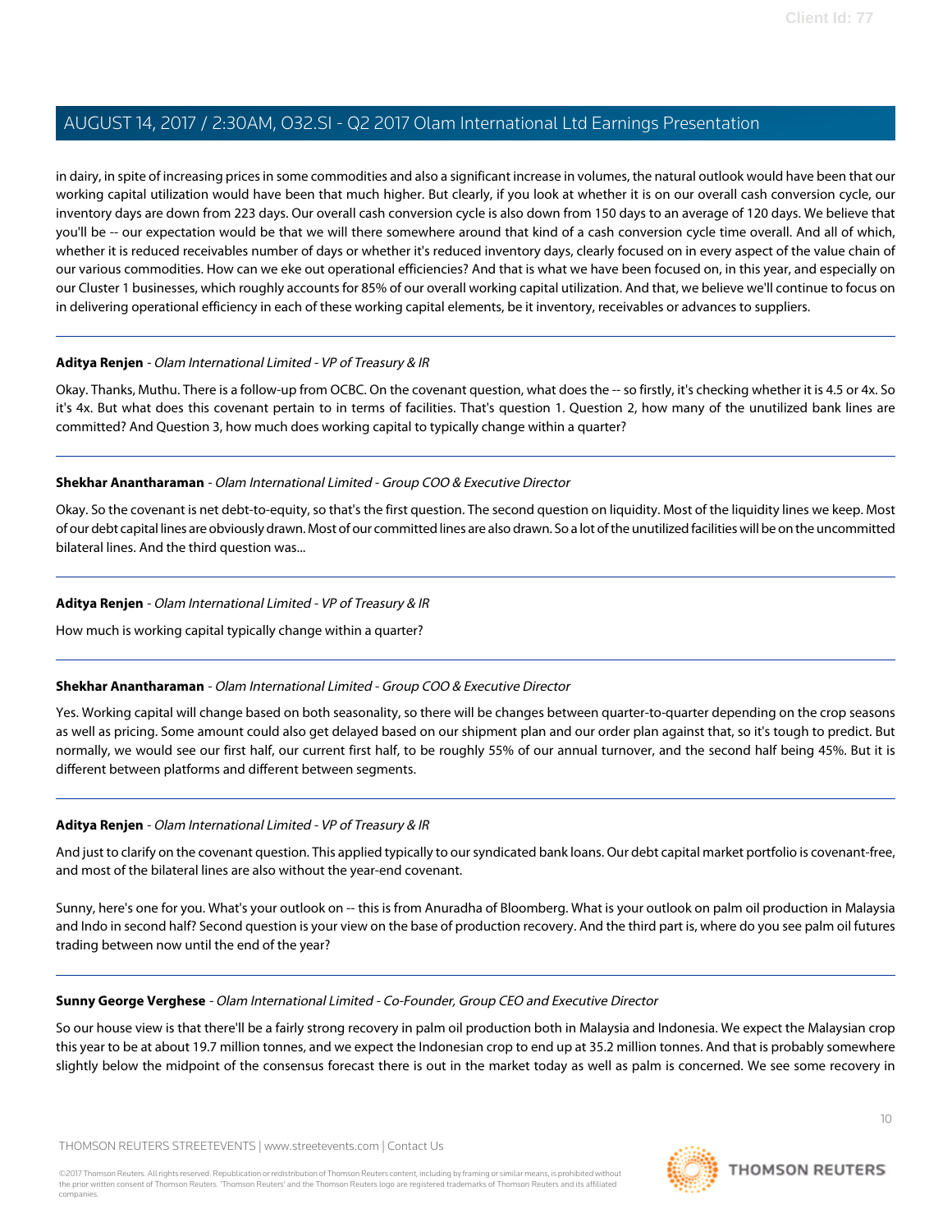in dairy, in spite of increasing prices in some commodities and also a significant increase in volumes, the natural outlook would have been that our working capital utilization would have been that much higher. But clearly, if you look at whether it is on our overall cash conversion cycle, our inventory days are down from 223 days. Our overall cash conversion cycle is also down from 150 days to an average of 120 days. We believe that you'll be -- our expectation would be that we will there somewhere around that kind of a cash conversion cycle time overall. And all of which, whether it is reduced receivables number of days or whether it's reduced inventory days, clearly focused on in every aspect of the value chain of our various commodities. How can we eke out operational efficiencies? And that is what we have been focused on, in this year, and especially on our Cluster 1 businesses, which roughly accounts for 85% of our overall working capital utilization. And that, we believe we'll continue to focus on in delivering operational efficiency in each of these working capital elements, be it inventory, receivables or advances to suppliers.

---

**Aditya Renjen** - *Olam International Limited - VP of Treasury & IR*

Okay. Thanks, Muthu. There is a follow-up from OCBC. On the covenant question, what does the -- so firstly, it's checking whether it is 4.5 or 4x. So it's 4x. But what does this covenant pertain to in terms of facilities. That's question 1. Question 2, how many of the unutilized bank lines are committed? And Question 3, how much does working capital to typically change within a quarter?

---

**Shekhar Anantharaman** - *Olam International Limited - Group COO & Executive Director*

Okay. So the covenant is net debt-to-equity, so that's the first question. The second question on liquidity. Most of the liquidity lines we keep. Most of our debt capital lines are obviously drawn. Most of our committed lines are also drawn. So a lot of the unutilized facilities will be on the uncommitted bilateral lines. And the third question was...

---

**Aditya Renjen** - *Olam International Limited - VP of Treasury & IR*

How much is working capital typically change within a quarter?

---

**Shekhar Anantharaman** - *Olam International Limited - Group COO & Executive Director*

Yes. Working capital will change based on both seasonality, so there will be changes between quarter-to-quarter depending on the crop seasons as well as pricing. Some amount could also get delayed based on our shipment plan and our order plan against that, so it's tough to predict. But normally, we would see our first half, our current first half, to be roughly 55% of our annual turnover, and the second half being 45%. But it is different between platforms and different between segments.

---

**Aditya Renjen** - *Olam International Limited - VP of Treasury & IR*

And just to clarify on the covenant question. This applied typically to our syndicated bank loans. Our debt capital market portfolio is covenant-free, and most of the bilateral lines are also without the year-end covenant.

Sunny, here's one for you. What's your outlook on -- this is from Anuradha of Bloomberg. What is your outlook on palm oil production in Malaysia and Indo in second half? Second question is your view on the base of production recovery. And the third part is, where do you see palm oil futures trading between now until the end of the year?

---

**Sunny George Verghese** - *Olam International Limited - Co-Founder, Group CEO and Executive Director*

So our house view is that there'll be a fairly strong recovery in palm oil production both in Malaysia and Indonesia. We expect the Malaysian crop this year to be at about 19.7 million tonnes, and we expect the Indonesian crop to end up at 35.2 million tonnes. And that is probably somewhere slightly below the midpoint of the consensus forecast there is out in the market today as well as palm is concerned. We see some recovery in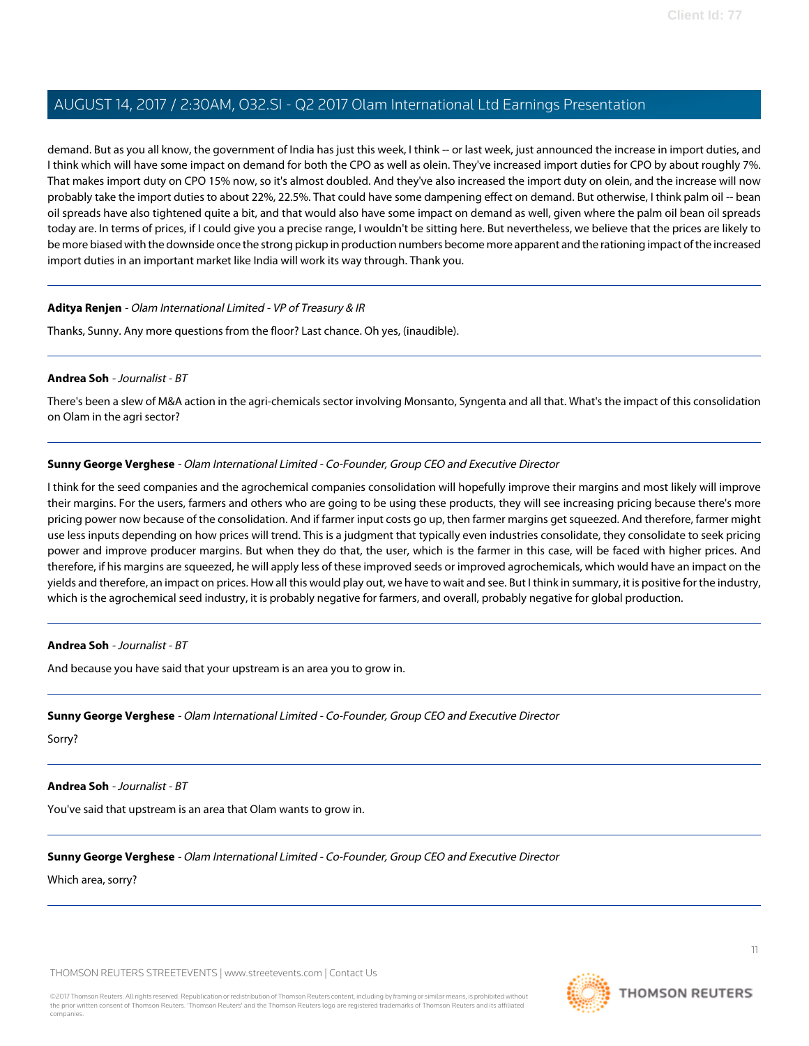demand. But as you all know, the government of India has just this week, I think -- or last week, just announced the increase in import duties, and I think which will have some impact on demand for both the CPO as well as olein. They've increased import duties for CPO by about roughly 7%. That makes import duty on CPO 15% now, so it's almost doubled. And they've also increased the import duty on olein, and the increase will now probably take the import duties to about 22%, 22.5%. That could have some dampening effect on demand. But otherwise, I think palm oil -- bean oil spreads have also tightened quite a bit, and that would also have some impact on demand as well, given where the palm oil bean oil spreads today are. In terms of prices, if I could give you a precise range, I wouldn't be sitting here. But nevertheless, we believe that the prices are likely to be more biased with the downside once the strong pickup in production numbers become more apparent and the rationing impact of the increased import duties in an important market like India will work its way through. Thank you.

---

**Aditya Renjen** - *Olam International Limited - VP of Treasury & IR*

Thanks, Sunny. Any more questions from the floor? Last chance. Oh yes, (inaudible).

---

**Andrea Soh** - *Journalist - BT*

There's been a slew of M&A action in the agri-chemicals sector involving Monsanto, Syngenta and all that. What's the impact of this consolidation on Olam in the agri sector?

---

**Sunny George Verghese** - *Olam International Limited - Co-Founder, Group CEO and Executive Director*

I think for the seed companies and the agrochemical companies consolidation will hopefully improve their margins and most likely will improve their margins. For the users, farmers and others who are going to be using these products, they will see increasing pricing because there's more pricing power now because of the consolidation. And if farmer input costs go up, then farmer margins get squeezed. And therefore, farmer might use less inputs depending on how prices will trend. This is a judgment that typically even industries consolidate, they consolidate to seek pricing power and improve producer margins. But when they do that, the user, which is the farmer in this case, will be faced with higher prices. And therefore, if his margins are squeezed, he will apply less of these improved seeds or improved agrochemicals, which would have an impact on the yields and therefore, an impact on prices. How all this would play out, we have to wait and see. But I think in summary, it is positive for the industry, which is the agrochemical seed industry, it is probably negative for farmers, and overall, probably negative for global production.

---

**Andrea Soh** - *Journalist - BT*

And because you have said that your upstream is an area you to grow in.

---

**Sunny George Verghese** - *Olam International Limited - Co-Founder, Group CEO and Executive Director*

Sorry?

---

**Andrea Soh** - *Journalist - BT*

You've said that upstream is an area that Olam wants to grow in.

---

**Sunny George Verghese** - *Olam International Limited - Co-Founder, Group CEO and Executive Director*

Which area, sorry?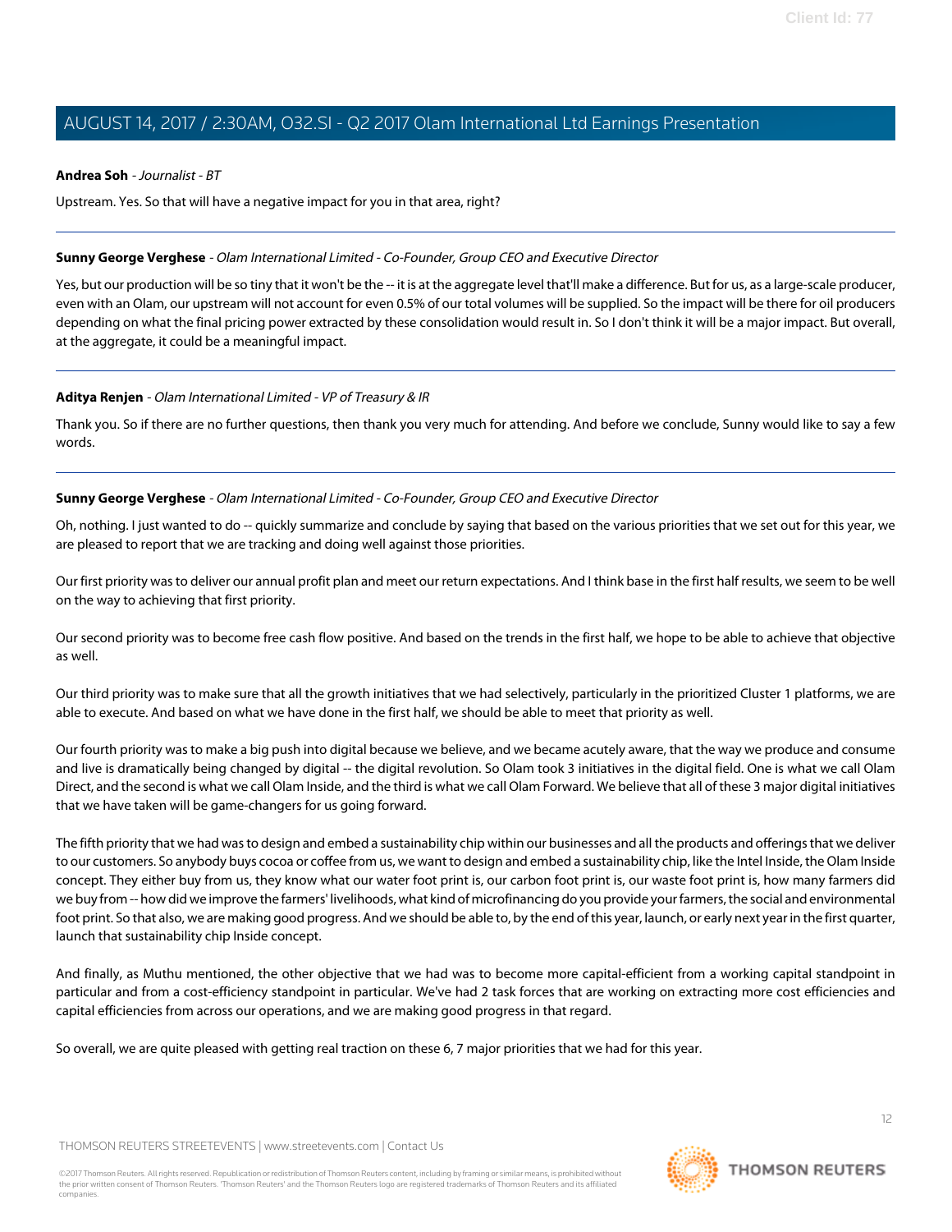**Andrea Soh** - *Journalist - BT*

Upstream. Yes. So that will have a negative impact for you in that area, right?

---

**Sunny George Verghese** - *Olam International Limited - Co-Founder, Group CEO and Executive Director*

Yes, but our production will be so tiny that it won't be the -- it is at the aggregate level that'll make a difference. But for us, as a large-scale producer, even with an Olam, our upstream will not account for even 0.5% of our total volumes will be supplied. So the impact will be there for oil producers depending on what the final pricing power extracted by these consolidation would result in. So I don't think it will be a major impact. But overall, at the aggregate, it could be a meaningful impact.

---

**Aditya Renjen** - *Olam International Limited - VP of Treasury & IR*

Thank you. So if there are no further questions, then thank you very much for attending. And before we conclude, Sunny would like to say a few words.

---

**Sunny George Verghese** - *Olam International Limited - Co-Founder, Group CEO and Executive Director*

Oh, nothing. I just wanted to do -- quickly summarize and conclude by saying that based on the various priorities that we set out for this year, we are pleased to report that we are tracking and doing well against those priorities.

Our first priority was to deliver our annual profit plan and meet our return expectations. And I think base in the first half results, we seem to be well on the way to achieving that first priority.

Our second priority was to become free cash flow positive. And based on the trends in the first half, we hope to be able to achieve that objective as well.

Our third priority was to make sure that all the growth initiatives that we had selectively, particularly in the prioritized Cluster 1 platforms, we are able to execute. And based on what we have done in the first half, we should be able to meet that priority as well.

Our fourth priority was to make a big push into digital because we believe, and we became acutely aware, that the way we produce and consume and live is dramatically being changed by digital -- the digital revolution. So Olam took 3 initiatives in the digital field. One is what we call Olam Direct, and the second is what we call Olam Inside, and the third is what we call Olam Forward. We believe that all of these 3 major digital initiatives that we have taken will be game-changers for us going forward.

The fifth priority that we had was to design and embed a sustainability chip within our businesses and all the products and offerings that we deliver to our customers. So anybody buys cocoa or coffee from us, we want to design and embed a sustainability chip, like the Intel Inside, the Olam Inside concept. They either buy from us, they know what our water foot print is, our carbon foot print is, our waste foot print is, how many farmers did we buy from -- how did we improve the farmers' livelihoods, what kind of microfinancing do you provide your farmers, the social and environmental foot print. So that also, we are making good progress. And we should be able to, by the end of this year, launch, or early next year in the first quarter, launch that sustainability chip Inside concept.

And finally, as Muthu mentioned, the other objective that we had was to become more capital-efficient from a working capital standpoint in particular and from a cost-efficiency standpoint in particular. We've had 2 task forces that are working on extracting more cost efficiencies and capital efficiencies from across our operations, and we are making good progress in that regard.

So overall, we are quite pleased with getting real traction on these 6, 7 major priorities that we had for this year.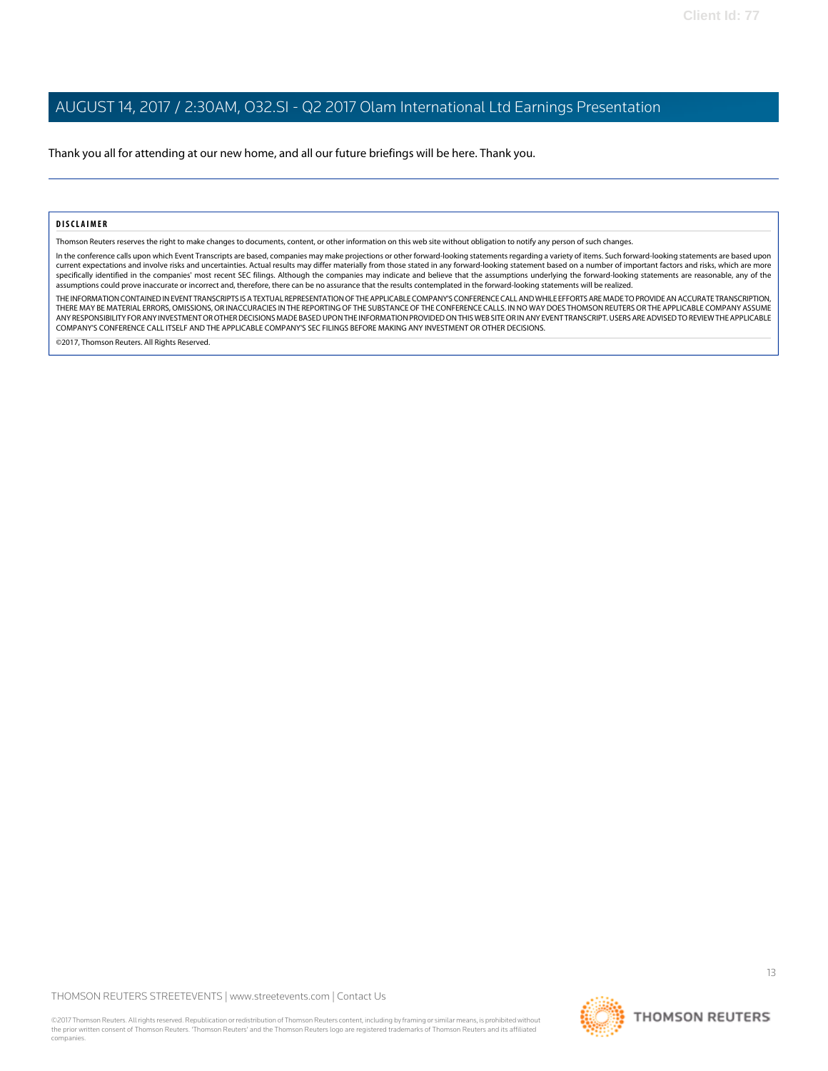Thank you all for attending at our new home, and all our future briefings will be here. Thank you.

---

**DISCLAIMER**

Thomson Reuters reserves the right to make changes to documents, content, or other information on this web site without obligation to notify any person of such changes.

In the conference calls upon which Event Transcripts are based, companies may make projections or other forward-looking statements regarding a variety of items. Such forward-looking statements are based upon current expectations and involve risks and uncertainties. Actual results may differ materially from those stated in any forward-looking statement based on a number of important factors and risks, which are more specifically identified in the companies' most recent SEC filings. Although the companies may indicate and believe that the assumptions underlying the forward-looking statements are reasonable, any of the assumptions could prove inaccurate or incorrect and, therefore, there can be no assurance that the results contemplated in the forward-looking statements will be realized.

THE INFORMATION CONTAINED IN EVENT TRANSCRIPTS IS A TEXTUAL REPRESENTATION OF THE APPLICABLE COMPANY'S CONFERENCE CALL AND WHILE EFFORTS ARE MADE TO PROVIDE AN ACCURATE TRANSCRIPTION, THERE MAY BE MATERIAL ERRORS, OMISSIONS, OR INACCURACIES IN THE REPORTING OF THE SUBSTANCE OF THE CONFERENCE CALLS. IN NO WAY DOES THOMSON REUTERS OR THE APPLICABLE COMPANY ASSUME ANY RESPONSIBILITY FOR ANY INVESTMENT OR OTHER DECISIONS MADE BASED UPON THE INFORMATION PROVIDED ON THIS WEB SITE OR IN ANY EVENT TRANSCRIPT. USERS ARE ADVISED TO REVIEW THE APPLICABLE COMPANY'S CONFERENCE CALL ITSELF AND THE APPLICABLE COMPANY'S SEC FILINGS BEFORE MAKING ANY INVESTMENT OR OTHER DECISIONS.

©2017, Thomson Reuters. All Rights Reserved.